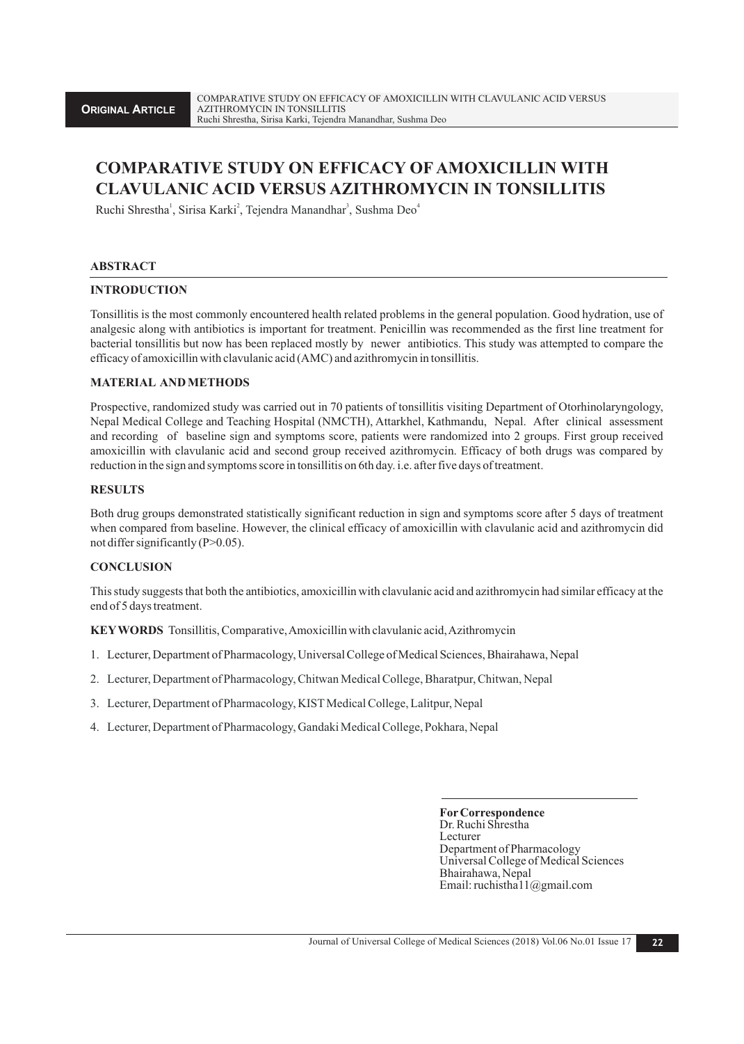# COMPARATIVE STUDY ON EFFICACY OF AMOXICILLIN WITH CLAVULANIC ACID VERSUS AZITHROMYCIN IN TONSILLITIS

Ruchi Shrestha[1], Sirisa Karki[2], Tejendra Manandhar[3], Sushma Deo[4]

## ABSTRACT

### INTRODUCTION

Tonsillitis is the most commonly encountered health related problems in the general population. Good hydration, use of analgesic along with antibiotics is important for treatment. Penicillin was recommended as the first line treatment for bacterial tonsillitis but now has been replaced mostly by newer antibiotics. This study was attempted to compare the efficacy of amoxicillin with clavulanic acid (AMC) and azithromycin in tonsillitis.

### MATERIAL AND METHODS

Prospective, randomized study was carried out in 70 patients of tonsillitis visiting Department of Otorhinolaryngology, Nepal Medical College and Teaching Hospital (NMCTH), Attarkhel, Kathmandu, Nepal. After clinical assessment and recording of baseline sign and symptoms score, patients were randomized into 2 groups. First group received amoxicillin with clavulanic acid and second group received azithromycin. Efficacy of both drugs was compared by reduction in the sign and symptoms score in tonsillitis on 6th day. i.e. after five days of treatment.

### RESULTS

Both drug groups demonstrated statistically significant reduction in sign and symptoms score after 5 days of treatment when compared from baseline. However, the clinical efficacy of amoxicillin with clavulanic acid and azithromycin did not differ significantly ($P>0.05$).

### CONCLUSION

This study suggests that both the antibiotics, amoxicillin with clavulanic acid and azithromycin had similar efficacy at the end of 5 days treatment.

**KEYWORDS** Tonsillitis, Comparative, Amoxicillin with clavulanic acid, Azithromycin

1. Lecturer, Department of Pharmacology, Universal College of Medical Sciences, Bhairahawa, Nepal
2. Lecturer, Department of Pharmacology, Chitwan Medical College, Bharatpur, Chitwan, Nepal
3. Lecturer, Department of Pharmacology, KIST Medical College, Lalitpur, Nepal
4. Lecturer, Department of Pharmacology, Gandaki Medical College, Pokhara, Nepal

**For Correspondence**
Dr. Ruchi Shrestha
Lecturer
Department of Pharmacology
Universal College of Medical Sciences
Bhairahawa, Nepal
Email: ruchistha11@gmail.com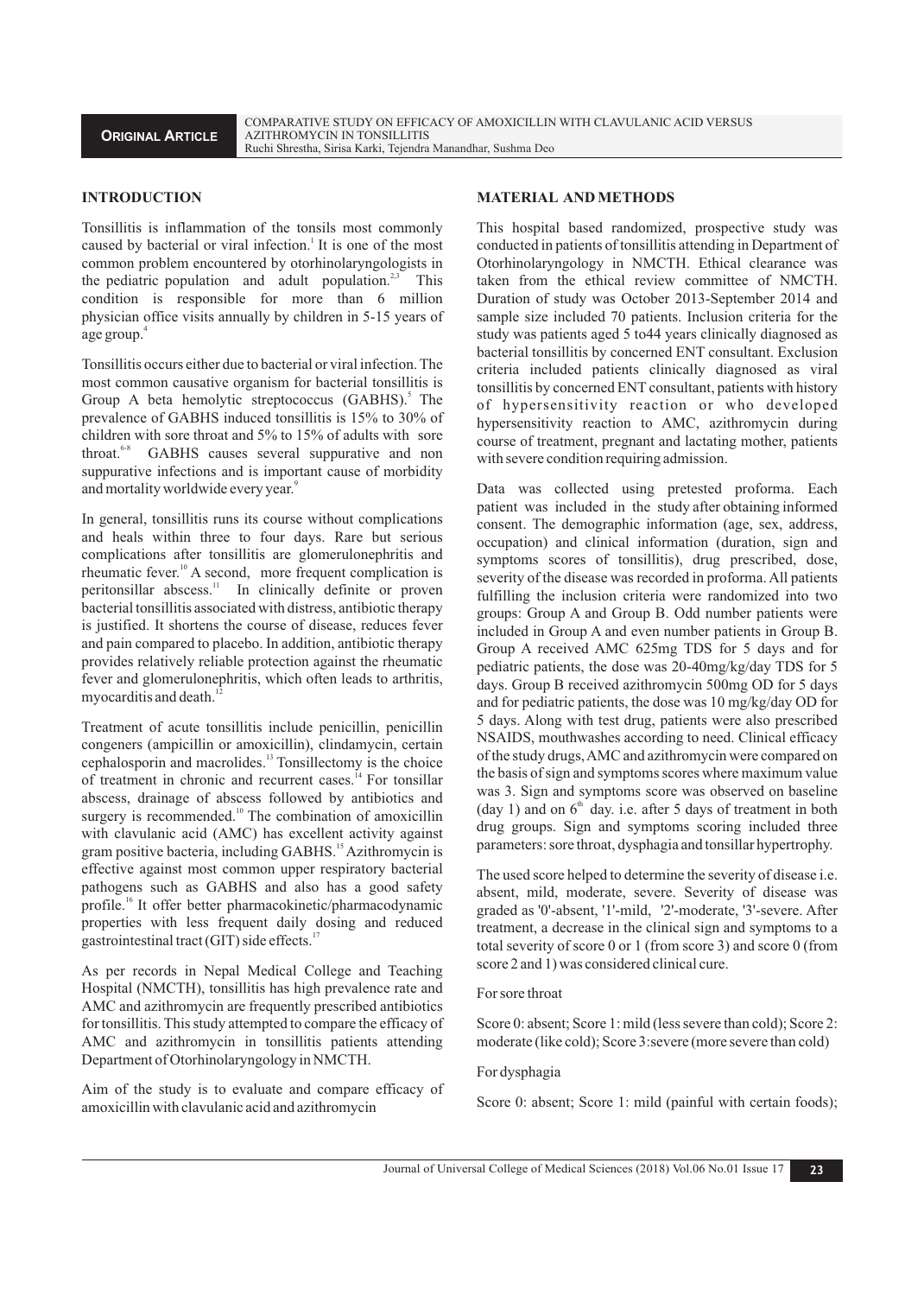## INTRODUCTION

Tonsillitis is inflammation of the tonsils most commonly caused by bacterial or viral infection.[1] It is one of the most common problem encountered by otorhinolaryngologists in the pediatric population and adult population.[2,3] This condition is responsible for more than 6 million physician office visits annually by children in 5-15 years of age group.[4]

Tonsillitis occurs either due to bacterial or viral infection. The most common causative organism for bacterial tonsillitis is Group A beta hemolytic streptococcus (GABHS).[5] The prevalence of GABHS induced tonsillitis is 15% to 30% of children with sore throat and 5% to 15% of adults with sore throat.[6-8] GABHS causes several suppurative and non suppurative infections and is important cause of morbidity and mortality worldwide every year.[9]

In general, tonsillitis runs its course without complications and heals within three to four days. Rare but serious complications after tonsillitis are glomerulonephritis and rheumatic fever.[10] A second, more frequent complication is peritonsillar abscess.[11] In clinically definite or proven bacterial tonsillitis associated with distress, antibiotic therapy is justified. It shortens the course of disease, reduces fever and pain compared to placebo. In addition, antibiotic therapy provides relatively reliable protection against the rheumatic fever and glomerulonephritis, which often leads to arthritis, myocarditis and death.[12]

Treatment of acute tonsillitis include penicillin, penicillin congeners (ampicillin or amoxicillin), clindamycin, certain cephalosporin and macrolides.[13] Tonsillectomy is the choice of treatment in chronic and recurrent cases.[14] For tonsillar abscess, drainage of abscess followed by antibiotics and surgery is recommended.[10] The combination of amoxicillin with clavulanic acid (AMC) has excellent activity against gram positive bacteria, including GABHS.[15] Azithromycin is effective against most common upper respiratory bacterial pathogens such as GABHS and also has a good safety profile.[16] It offer better pharmacokinetic/pharmacodynamic properties with less frequent daily dosing and reduced gastrointestinal tract (GIT) side effects.[17]

As per records in Nepal Medical College and Teaching Hospital (NMCTH), tonsillitis has high prevalence rate and AMC and azithromycin are frequently prescribed antibiotics for tonsillitis. This study attempted to compare the efficacy of AMC and azithromycin in tonsillitis patients attending Department of Otorhinolaryngology in NMCTH.

Aim of the study is to evaluate and compare efficacy of amoxicillin with clavulanic acid and azithromycin

## MATERIAL AND METHODS

This hospital based randomized, prospective study was conducted in patients of tonsillitis attending in Department of Otorhinolaryngology in NMCTH. Ethical clearance was taken from the ethical review committee of NMCTH. Duration of study was October 2013-September 2014 and sample size included 70 patients. Inclusion criteria for the study was patients aged 5 to44 years clinically diagnosed as bacterial tonsillitis by concerned ENT consultant. Exclusion criteria included patients clinically diagnosed as viral tonsillitis by concerned ENT consultant, patients with history of hypersensitivity reaction or who developed hypersensitivity reaction to AMC, azithromycin during course of treatment, pregnant and lactating mother, patients with severe condition requiring admission.

Data was collected using pretested proforma. Each patient was included in the study after obtaining informed consent. The demographic information (age, sex, address, occupation) and clinical information (duration, sign and symptoms scores of tonsillitis), drug prescribed, dose, severity of the disease was recorded in proforma. All patients fulfilling the inclusion criteria were randomized into two groups: Group A and Group B. Odd number patients were included in Group A and even number patients in Group B. Group A received AMC 625mg TDS for 5 days and for pediatric patients, the dose was 20-40mg/kg/day TDS for 5 days. Group B received azithromycin 500mg OD for 5 days and for pediatric patients, the dose was 10 mg/kg/day OD for 5 days. Along with test drug, patients were also prescribed NSAIDS, mouthwashes according to need. Clinical efficacy of the study drugs, AMC and azithromycin were compared on the basis of sign and symptoms scores where maximum value was 3. Sign and symptoms score was observed on baseline (day 1) and on 6[th] day. i.e. after 5 days of treatment in both drug groups. Sign and symptoms scoring included three parameters: sore throat, dysphagia and tonsillar hypertrophy.

The used score helped to determine the severity of disease i.e. absent, mild, moderate, severe. Severity of disease was graded as '0'-absent, '1'-mild, '2'-moderate, '3'-severe. After treatment, a decrease in the clinical sign and symptoms to a total severity of score 0 or 1 (from score 3) and score 0 (from score 2 and 1) was considered clinical cure.

For sore throat

Score 0: absent; Score 1: mild (less severe than cold); Score 2: moderate (like cold); Score 3:severe (more severe than cold)

For dysphagia

Score 0: absent; Score 1: mild (painful with certain foods);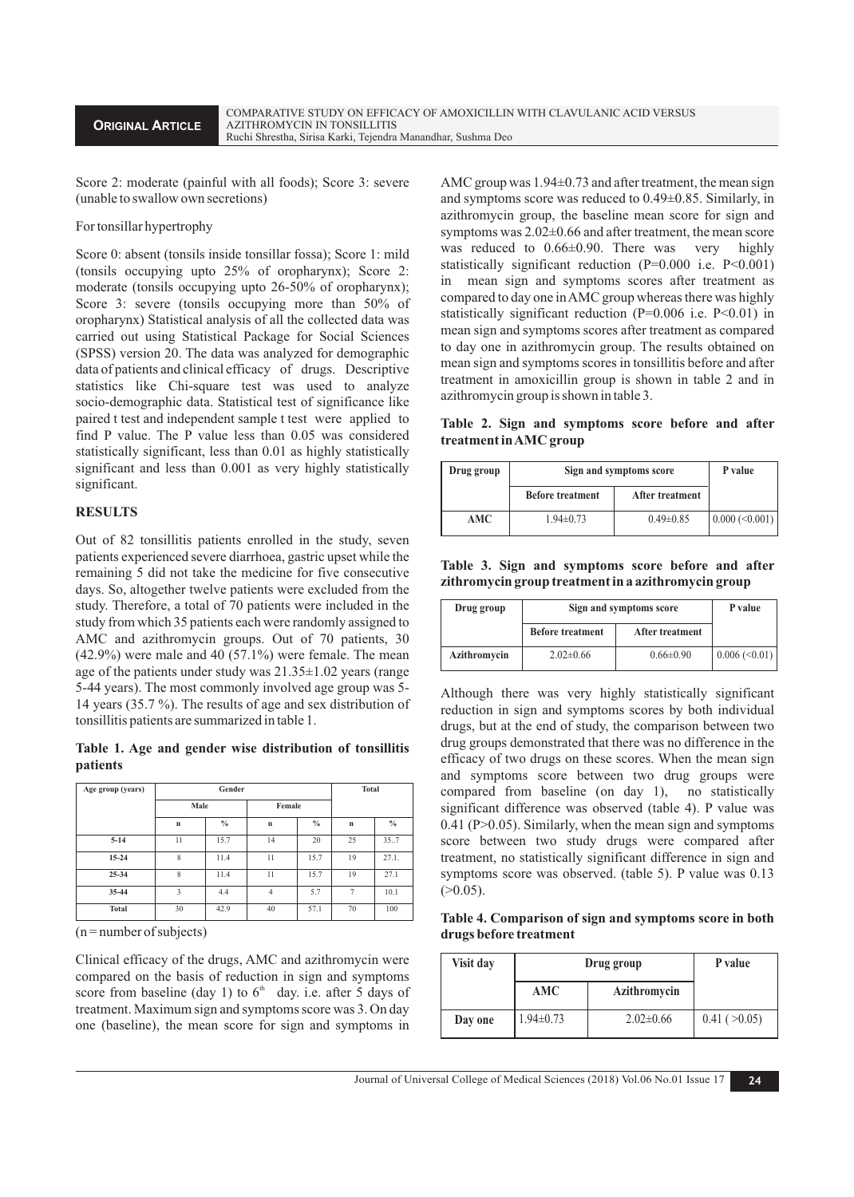Score 2: moderate (painful with all foods); Score 3: severe (unable to swallow own secretions)

For tonsillar hypertrophy

Score 0: absent (tonsils inside tonsillar fossa); Score 1: mild (tonsils occupying upto 25% of oropharynx); Score 2: moderate (tonsils occupying upto 26-50% of oropharynx); Score 3: severe (tonsils occupying more than 50% of oropharynx) Statistical analysis of all the collected data was carried out using Statistical Package for Social Sciences (SPSS) version 20. The data was analyzed for demographic data of patients and clinical efficacy of drugs. Descriptive statistics like Chi-square test was used to analyze socio-demographic data. Statistical test of significance like paired t test and independent sample t test were applied to find P value. The P value less than 0.05 was considered statistically significant, less than 0.01 as highly statistically significant and less than 0.001 as very highly statistically significant.

## RESULTS

Out of 82 tonsillitis patients enrolled in the study, seven patients experienced severe diarrhoea, gastric upset while the remaining 5 did not take the medicine for five consecutive days. So, altogether twelve patients were excluded from the study. Therefore, a total of 70 patients were included in the study from which 35 patients each were randomly assigned to AMC and azithromycin groups. Out of 70 patients, 30 (42.9%) were male and 40 (57.1%) were female. The mean age of the patients under study was 21.35±1.02 years (range 5-44 years). The most commonly involved age group was 5-14 years (35.7 %). The results of age and sex distribution of tonsillitis patients are summarized in table 1.

**Table 1. Age and gender wise distribution of tonsillitis patients**

| Age group (years) | Gender | | | | Total | |
|---|---|---|---|---|---|---|
| | Male | | Female | | | |
| | n | % | n | % | n | % |
| 5-14 | 11 | 15.7 | 14 | 20 | 25 | 35..7 |
| 15-24 | 8 | 11.4 | 11 | 15.7 | 19 | 27.1. |
| 25-34 | 8 | 11.4 | 11 | 15.7 | 19 | 27.1 |
| 35-44 | 3 | 4.4 | 4 | 5.7 | 7 | 10.1 |
| Total | 30 | 42.9 | 40 | 57.1 | 70 | 100 |

(n = number of subjects)

Clinical efficacy of the drugs, AMC and azithromycin were compared on the basis of reduction in sign and symptoms score from baseline (day 1) to 6th day. i.e. after 5 days of treatment. Maximum sign and symptoms score was 3. On day one (baseline), the mean score for sign and symptoms in AMC group was 1.94±0.73 and after treatment, the mean sign and symptoms score was reduced to 0.49±0.85. Similarly, in azithromycin group, the baseline mean score for sign and symptoms was 2.02±0.66 and after treatment, the mean score was reduced to 0.66±0.90. There was very highly statistically significant reduction (P=0.000 i.e. P<0.001) in mean sign and symptoms scores after treatment as compared to day one in AMC group whereas there was highly statistically significant reduction (P=0.006 i.e. P<0.01) in mean sign and symptoms scores after treatment as compared to day one in azithromycin group. The results obtained on mean sign and symptoms scores in tonsillitis before and after treatment in amoxicillin group is shown in table 2 and in azithromycin group is shown in table 3.

**Table 2. Sign and symptoms score before and after treatment in AMC group**

| Drug group | Sign and symptoms score | | P value |
|---|---|---|---|
| | Before treatment | After treatment | |
| AMC | 1.94±0.73 | 0.49±0.85 | 0.000 (<0.001) |

**Table 3. Sign and symptoms score before and after zithromycin group treatment in a azithromycin group**

| Drug group | Sign and symptoms score | | P value |
|---|---|---|---|
| | Before treatment | After treatment | |
| Azithromycin | 2.02±0.66 | 0.66±0.90 | 0.006 (<0.01) |

Although there was very highly statistically significant reduction in sign and symptoms scores by both individual drugs, but at the end of study, the comparison between two drug groups demonstrated that there was no difference in the efficacy of two drugs on these scores. When the mean sign and symptoms score between two drug groups were compared from baseline (on day 1), no statistically significant difference was observed (table 4). P value was 0.41 (P>0.05). Similarly, when the mean sign and symptoms score between two study drugs were compared after treatment, no statistically significant difference in sign and symptoms score was observed. (table 5). P value was 0.13 (>0.05).

**Table 4. Comparison of sign and symptoms score in both drugs before treatment**

| Visit day | Drug group | | P value |
|---|---|---|---|
| | AMC | Azithromycin | |
| Day one | 1.94±0.73 | 2.02±0.66 | 0.41 ( >0.05) |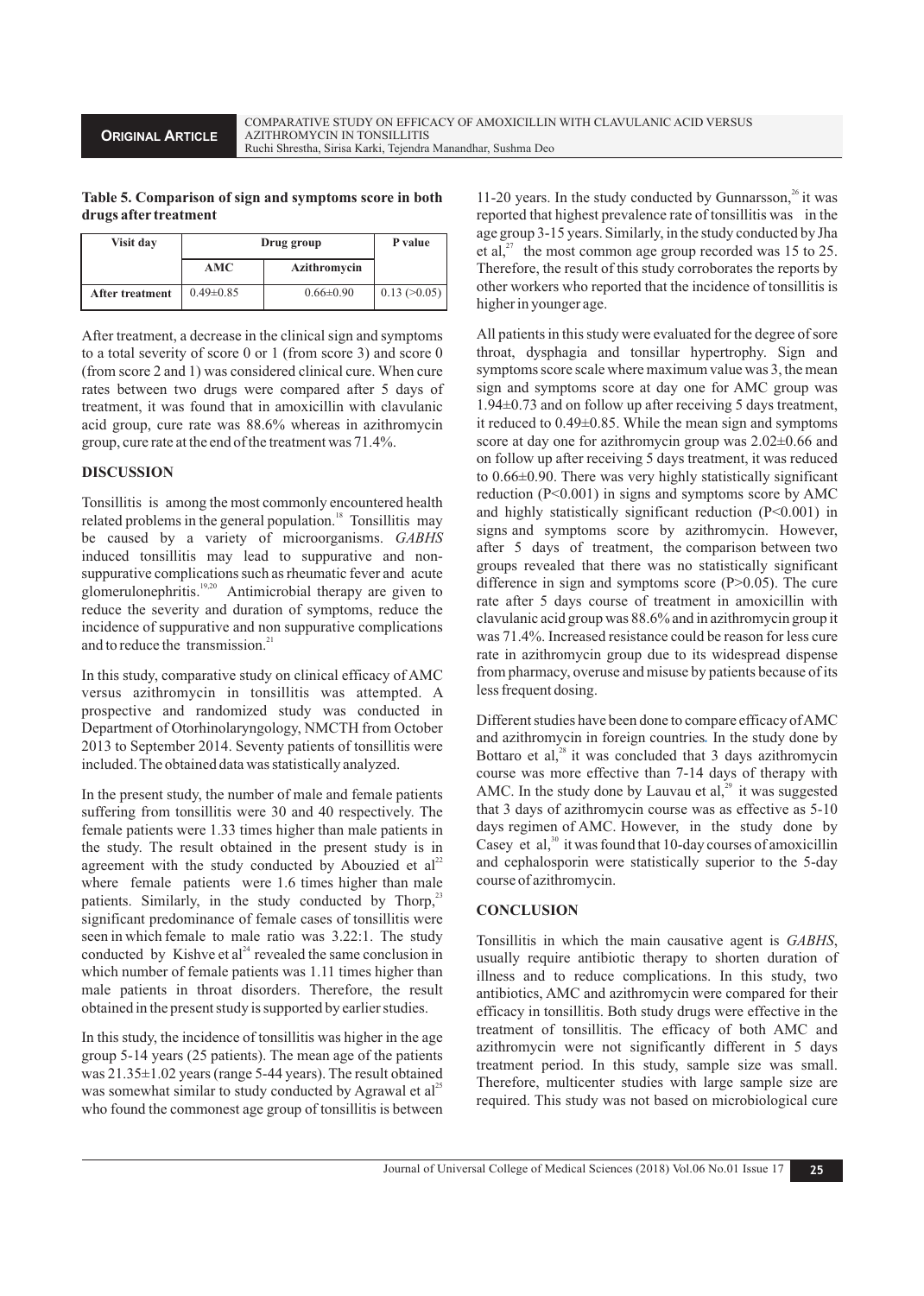**Table 5. Comparison of sign and symptoms score in both drugs after treatment**

| Visit day | Drug group | | P value |
|---|---|---|---|
| | AMC | Azithromycin | |
| After treatment | 0.49±0.85 | 0.66±0.90 | 0.13 (>0.05) |

After treatment, a decrease in the clinical sign and symptoms to a total severity of score 0 or 1 (from score 3) and score 0 (from score 2 and 1) was considered clinical cure. When cure rates between two drugs were compared after 5 days of treatment, it was found that in amoxicillin with clavulanic acid group, cure rate was 88.6% whereas in azithromycin group, cure rate at the end of the treatment was 71.4%.

## DISCUSSION

Tonsillitis is among the most commonly encountered health related problems in the general population.[18] Tonsillitis may be caused by a variety of microorganisms. *GABHS* induced tonsillitis may lead to suppurative and non-suppurative complications such as rheumatic fever and acute glomerulonephritis.[19,20] Antimicrobial therapy are given to reduce the severity and duration of symptoms, reduce the incidence of suppurative and non suppurative complications and to reduce the transmission.[21]

In this study, comparative study on clinical efficacy of AMC versus azithromycin in tonsillitis was attempted. A prospective and randomized study was conducted in Department of Otorhinolaryngology, NMCTH from October 2013 to September 2014. Seventy patients of tonsillitis were included. The obtained data was statistically analyzed.

In the present study, the number of male and female patients suffering from tonsillitis were 30 and 40 respectively. The female patients were 1.33 times higher than male patients in the study. The result obtained in the present study is in agreement with the study conducted by Abouzied et al[22] where female patients were 1.6 times higher than male patients. Similarly, in the study conducted by Thorp,[23] significant predominance of female cases of tonsillitis were seen in which female to male ratio was 3.22:1. The study conducted by Kishve et al[24] revealed the same conclusion in which number of female patients was 1.11 times higher than male patients in throat disorders. Therefore, the result obtained in the present study is supported by earlier studies.

In this study, the incidence of tonsillitis was higher in the age group 5-14 years (25 patients). The mean age of the patients was 21.35±1.02 years (range 5-44 years). The result obtained was somewhat similar to study conducted by Agrawal et al[25] who found the commonest age group of tonsillitis is between 11-20 years. In the study conducted by Gunnarsson,[26] it was reported that highest prevalence rate of tonsillitis was in the age group 3-15 years. Similarly, in the study conducted by Jha et al,[27] the most common age group recorded was 15 to 25. Therefore, the result of this study corroborates the reports by other workers who reported that the incidence of tonsillitis is higher in younger age.

All patients in this study were evaluated for the degree of sore throat, dysphagia and tonsillar hypertrophy. Sign and symptoms score scale where maximum value was 3, the mean sign and symptoms score at day one for AMC group was 1.94±0.73 and on follow up after receiving 5 days treatment, it reduced to 0.49±0.85. While the mean sign and symptoms score at day one for azithromycin group was 2.02±0.66 and on follow up after receiving 5 days treatment, it was reduced to 0.66±0.90. There was very highly statistically significant reduction ($P<0.001$) in signs and symptoms score by AMC and highly statistically significant reduction ($P<0.001$) in signs and symptoms score by azithromycin. However, after 5 days of treatment, the comparison between two groups revealed that there was no statistically significant difference in sign and symptoms score ($P>0.05$). The cure rate after 5 days course of treatment in amoxicillin with clavulanic acid group was 88.6% and in azithromycin group it was 71.4%. Increased resistance could be reason for less cure rate in azithromycin group due to its widespread dispense from pharmacy, overuse and misuse by patients because of its less frequent dosing.

Different studies have been done to compare efficacy of AMC and azithromycin in foreign countries. In the study done by Bottaro et al,[28] it was concluded that 3 days azithromycin course was more effective than 7-14 days of therapy with AMC. In the study done by Lauvau et al,[29] it was suggested that 3 days of azithromycin course was as effective as 5-10 days regimen of AMC. However, in the study done by Casey et al,[30] it was found that 10-day courses of amoxicillin and cephalosporin were statistically superior to the 5-day course of azithromycin.

## CONCLUSION

Tonsillitis in which the main causative agent is *GABHS*, usually require antibiotic therapy to shorten duration of illness and to reduce complications. In this study, two antibiotics, AMC and azithromycin were compared for their efficacy in tonsillitis. Both study drugs were effective in the treatment of tonsillitis. The efficacy of both AMC and azithromycin were not significantly different in 5 days treatment period. In this study, sample size was small. Therefore, multicenter studies with large sample size are required. This study was not based on microbiological cure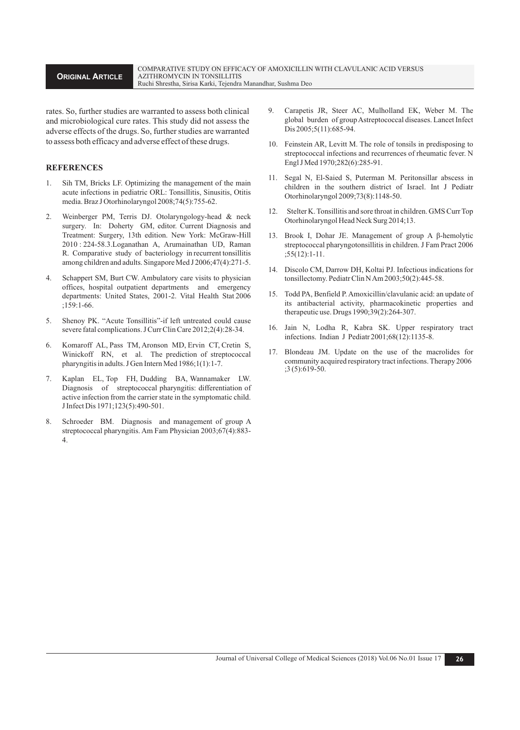rates. So, further studies are warranted to assess both clinical and microbiological cure rates. This study did not assess the adverse effects of the drugs. So, further studies are warranted to assess both efficacy and adverse effect of these drugs.

## REFERENCES

1. Sih TM, Bricks LF. Optimizing the management of the main acute infections in pediatric ORL: Tonsillitis, Sinusitis, Otitis media. Braz J Otorhinolaryngol 2008;74(5):755-62.
2. Weinberger PM, Terris DJ. Otolaryngology-head & neck surgery. In: Doherty GM, editor. Current Diagnosis and Treatment: Surgery, 13th edition. New York: McGraw-Hill 2010 : 224-58.3.Loganathan A, Arumainathan UD, Raman R. Comparative study of bacteriology in recurrent tonsillitis among children and adults. Singapore Med J 2006;47(4):271-5.
4. Schappert SM, Burt CW. Ambulatory care visits to physician offices, hospital outpatient departments and emergency departments: United States, 2001-2. Vital Health Stat 2006 ;159:1-66.
5. Shenoy PK. "Acute Tonsillitis"-if left untreated could cause severe fatal complications. J Curr Clin Care 2012;2(4):28-34.
6. Komaroff AL, Pass TM, Aronson MD, Ervin CT, Cretin S, Winickoff RN, et al. The prediction of streptococcal pharyngitis in adults. J Gen Intern Med 1986;1(1):1-7.
7. Kaplan EL, Top FH, Dudding BA, Wannamaker LW. Diagnosis of streptococcal pharyngitis: differentiation of active infection from the carrier state in the symptomatic child. J Infect Dis 1971;123(5):490-501.
8. Schroeder BM. Diagnosis and management of group A streptococcal pharyngitis. Am Fam Physician 2003;67(4):883-4.
9. Carapetis JR, Steer AC, Mulholland EK, Weber M. The global burden of group A streptococcal diseases. Lancet Infect Dis 2005;5(11):685-94.
10. Feinstein AR, Levitt M. The role of tonsils in predisposing to streptococcal infections and recurrences of rheumatic fever. N Engl J Med 1970;282(6):285-91.
11. Segal N, El-Saied S, Puterman M. Peritonsillar abscess in children in the southern district of Israel. Int J Pediatr Otorhinolaryngol 2009;73(8):1148-50.
12. Stelter K. Tonsillitis and sore throat in children. GMS Curr Top Otorhinolaryngol Head Neck Surg 2014;13.
13. Brook I, Dohar JE. Management of group A β-hemolytic streptococcal pharyngotonsillitis in children. J Fam Pract 2006 ;55(12):1-11.
14. Discolo CM, Darrow DH, Koltai PJ. Infectious indications for tonsillectomy. Pediatr Clin N Am 2003;50(2):445-58.
15. Todd PA, Benfield P. Amoxicillin/clavulanic acid: an update of its antibacterial activity, pharmacokinetic properties and therapeutic use. Drugs 1990;39(2):264-307.
16. Jain N, Lodha R, Kabra SK. Upper respiratory tract infections. Indian J Pediatr 2001;68(12):1135-8.
17. Blondeau JM. Update on the use of the macrolides for community acquired respiratory tract infections. Therapy 2006 ;3 (5):619-50.